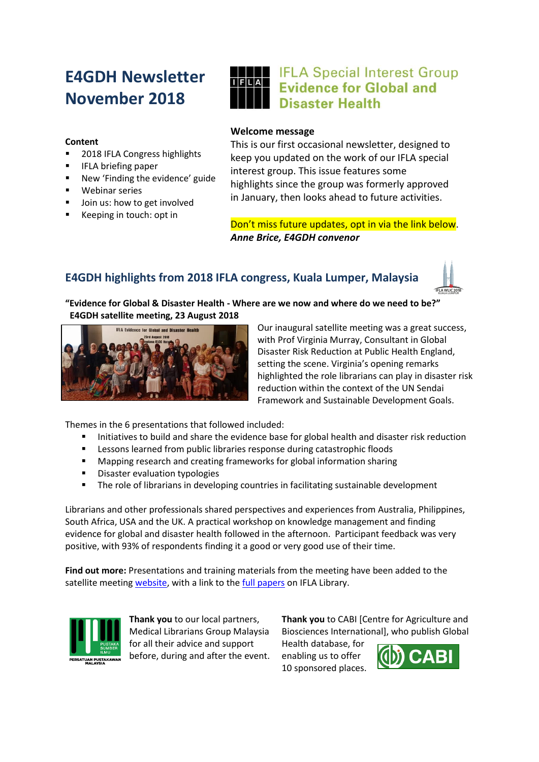# E4GDH Newsletter November 2018

IFLA Special Interest Group
**Evidence for Global and Disaster Health**

**Content**

- 2018 IFLA Congress highlights
- IFLA briefing paper
- New 'Finding the evidence' guide
- Webinar series
- Join us: how to get involved
- Keeping in touch: opt in

**Welcome message**

This is our first occasional newsletter, designed to keep you updated on the work of our IFLA special interest group. This issue features some highlights since the group was formerly approved in January, then looks ahead to future activities.

Don't miss future updates, opt in via the link below.

***Anne Brice, E4GDH convenor***

## E4GDH highlights from 2018 IFLA congress, Kuala Lumper, Malaysia

**"Evidence for Global & Disaster Health - Where are we now and where do we need to be?" E4GDH satellite meeting, 23 August 2018**

Our inaugural satellite meeting was a great success, with Prof Virginia Murray, Consultant in Global Disaster Risk Reduction at Public Health England, setting the scene. Virginia's opening remarks highlighted the role librarians can play in disaster risk reduction within the context of the UN Sendai Framework and Sustainable Development Goals.

Themes in the 6 presentations that followed included:

- Initiatives to build and share the evidence base for global health and disaster risk reduction
- Lessons learned from public libraries response during catastrophic floods
- Mapping research and creating frameworks for global information sharing
- Disaster evaluation typologies
- The role of librarians in developing countries in facilitating sustainable development

Librarians and other professionals shared perspectives and experiences from Australia, Philippines, South Africa, USA and the UK. A practical workshop on knowledge management and finding evidence for global and disaster health followed in the afternoon. Participant feedback was very positive, with 93% of respondents finding it a good or very good use of their time.

**Find out more:** Presentations and training materials from the meeting have been added to the satellite meeting website, with a link to the full papers on IFLA Library.

**Thank you** to our local partners, Medical Librarians Group Malaysia for all their advice and support before, during and after the event.

**Thank you** to CABI [Centre for Agriculture and Biosciences International], who publish Global Health database, for enabling us to offer 10 sponsored places.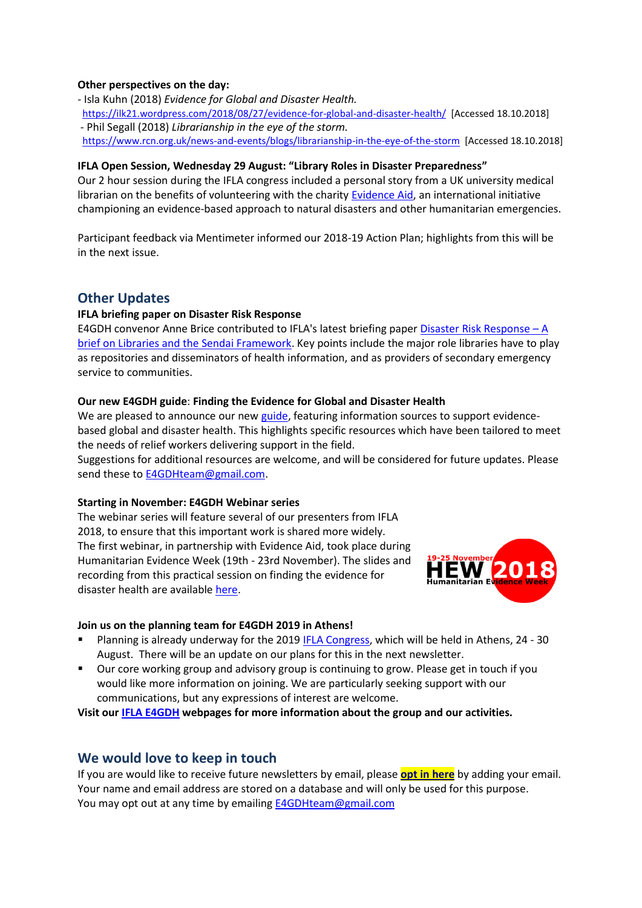**Other perspectives on the day:**

- Isla Kuhn (2018) *Evidence for Global and Disaster Health.* https://ilk21.wordpress.com/2018/08/27/evidence-for-global-and-disaster-health/ [Accessed 18.10.2018]
- Phil Segall (2018) *Librarianship in the eye of the storm.* https://www.rcn.org.uk/news-and-events/blogs/librarianship-in-the-eye-of-the-storm [Accessed 18.10.2018]

**IFLA Open Session, Wednesday 29 August: "Library Roles in Disaster Preparedness"**

Our 2 hour session during the IFLA congress included a personal story from a UK university medical librarian on the benefits of volunteering with the charity Evidence Aid, an international initiative championing an evidence-based approach to natural disasters and other humanitarian emergencies.

Participant feedback via Mentimeter informed our 2018-19 Action Plan; highlights from this will be in the next issue.

## Other Updates

**IFLA briefing paper on Disaster Risk Response**

E4GDH convenor Anne Brice contributed to IFLA's latest briefing paper Disaster Risk Response – A brief on Libraries and the Sendai Framework. Key points include the major role libraries have to play as repositories and disseminators of health information, and as providers of secondary emergency service to communities.

**Our new E4GDH guide: Finding the Evidence for Global and Disaster Health**

We are pleased to announce our new guide, featuring information sources to support evidence-based global and disaster health. This highlights specific resources which have been tailored to meet the needs of relief workers delivering support in the field.

Suggestions for additional resources are welcome, and will be considered for future updates. Please send these to E4GDHteam@gmail.com.

**Starting in November: E4GDH Webinar series**

The webinar series will feature several of our presenters from IFLA 2018, to ensure that this important work is shared more widely. The first webinar, in partnership with Evidence Aid, took place during Humanitarian Evidence Week (19th - 23rd November). The slides and recording from this practical session on finding the evidence for disaster health are available here.

19-25 November
HEW 2018
Humanitarian Evidence Week

**Join us on the planning team for E4GDH 2019 in Athens!**

- Planning is already underway for the 2019 IFLA Congress, which will be held in Athens, 24 - 30 August. There will be an update on our plans for this in the next newsletter.
- Our core working group and advisory group is continuing to grow. Please get in touch if you would like more information on joining. We are particularly seeking support with our communications, but any expressions of interest are welcome.

**Visit our IFLA E4GDH webpages for more information about the group and our activities.**

## We would love to keep in touch

If you are would like to receive future newsletters by email, please **opt in here** by adding your email. Your name and email address are stored on a database and will only be used for this purpose. You may opt out at any time by emailing E4GDHteam@gmail.com